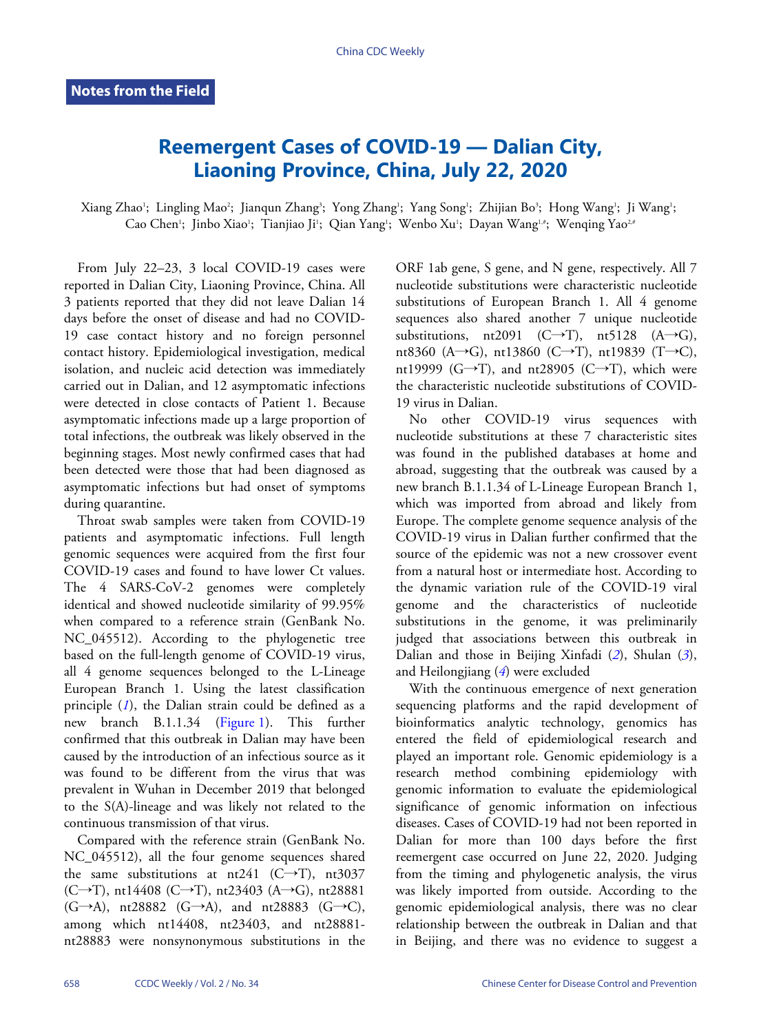**Notes from the Field**

# Reemergent Cases of COVID-19 — Dalian City, Liaoning Province, China, July 22, 2020

Xiang Zhao[1]; Lingling Mao[2]; Jianqun Zhang[3]; Yong Zhang[1]; Yang Song[1]; Zhijian Bo[3]; Hong Wang[1]; Ji Wang[1]; Cao Chen[1]; Jinbo Xiao[1]; Tianjiao Ji[1]; Qian Yang[1]; Wenbo Xu[1]; Dayan Wang[1,#]; Wenqing Yao[2,#]

From July 22–23, 3 local COVID-19 cases were reported in Dalian City, Liaoning Province, China. All 3 patients reported that they did not leave Dalian 14 days before the onset of disease and had no COVID-19 case contact history and no foreign personnel contact history. Epidemiological investigation, medical isolation, and nucleic acid detection was immediately carried out in Dalian, and 12 asymptomatic infections were detected in close contacts of Patient 1. Because asymptomatic infections made up a large proportion of total infections, the outbreak was likely observed in the beginning stages. Most newly confirmed cases that had been detected were those that had been diagnosed as asymptomatic infections but had onset of symptoms during quarantine.

Throat swab samples were taken from COVID-19 patients and asymptomatic infections. Full length genomic sequences were acquired from the first four COVID-19 cases and found to have lower Ct values. The 4 SARS-CoV-2 genomes were completely identical and showed nucleotide similarity of 99.95% when compared to a reference strain (GenBank No. NC_045512). According to the phylogenetic tree based on the full-length genome of COVID-19 virus, all 4 genome sequences belonged to the L-Lineage European Branch 1. Using the latest classification principle (*1*), the Dalian strain could be defined as a new branch B.1.1.34 (Figure 1). This further confirmed that this outbreak in Dalian may have been caused by the introduction of an infectious source as it was found to be different from the virus that was prevalent in Wuhan in December 2019 that belonged to the S(A)-lineage and was likely not related to the continuous transmission of that virus.

Compared with the reference strain (GenBank No. NC_045512), all the four genome sequences shared the same substitutions at nt241 (C→T), nt3037 (C→T), nt14408 (C→T), nt23403 (A→G), nt28881 (G→A), nt28882 (G→A), and nt28883 (G→C), among which nt14408, nt23403, and nt28881-nt28883 were nonsynonymous substitutions in the ORF 1ab gene, S gene, and N gene, respectively. All 7 nucleotide substitutions were characteristic nucleotide substitutions of European Branch 1. All 4 genome sequences also shared another 7 unique nucleotide substitutions, nt2091 (C→T), nt5128 (A→G), nt8360 (A→G), nt13860 (C→T), nt19839 (T→C), nt19999 (G→T), and nt28905 (C→T), which were the characteristic nucleotide substitutions of COVID-19 virus in Dalian.

No other COVID-19 virus sequences with nucleotide substitutions at these 7 characteristic sites was found in the published databases at home and abroad, suggesting that the outbreak was caused by a new branch B.1.1.34 of L-Lineage European Branch 1, which was imported from abroad and likely from Europe. The complete genome sequence analysis of the COVID-19 virus in Dalian further confirmed that the source of the epidemic was not a new crossover event from a natural host or intermediate host. According to the dynamic variation rule of the COVID-19 viral genome and the characteristics of nucleotide substitutions in the genome, it was preliminarily judged that associations between this outbreak in Dalian and those in Beijing Xinfadi (*2*), Shulan (*3*), and Heilongjiang (*4*) were excluded

With the continuous emergence of next generation sequencing platforms and the rapid development of bioinformatics analytic technology, genomics has entered the field of epidemiological research and played an important role. Genomic epidemiology is a research method combining epidemiology with genomic information to evaluate the epidemiological significance of genomic information on infectious diseases. Cases of COVID-19 had not been reported in Dalian for more than 100 days before the first reemergent case occurred on June 22, 2020. Judging from the timing and phylogenetic analysis, the virus was likely imported from outside. According to the genomic epidemiological analysis, there was no clear relationship between the outbreak in Dalian and that in Beijing, and there was no evidence to suggest a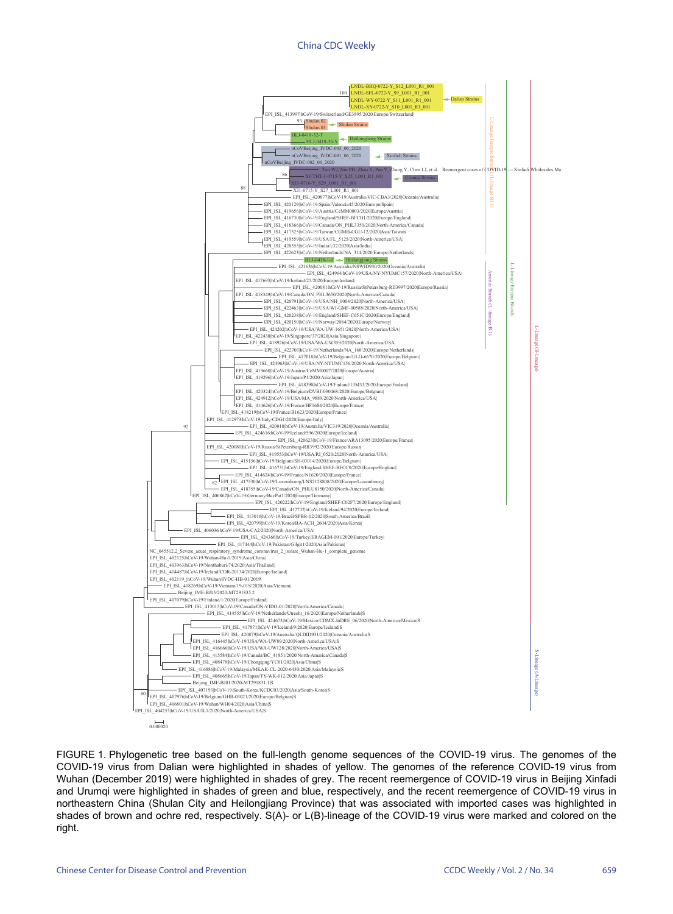FIGURE 1. Phylogenetic tree based on the full-length genome sequences of the COVID-19 virus. The genomes of the COVID-19 virus from Dalian were highlighted in shades of yellow. The genomes of the reference COVID-19 virus from Wuhan (December 2019) were highlighted in shades of grey. The recent reemergence of COVID-19 virus in Beijing Xinfadi and Urumqi were highlighted in shades of green and blue, respectively, and the recent reemergence of COVID-19 virus in northeastern China (Shulan City and Heilongjiang Province) that was associated with imported cases was highlighted in shades of brown and ochre red, respectively. S(A)- or L(B)-lineage of the COVID-19 virus were marked and colored on the right.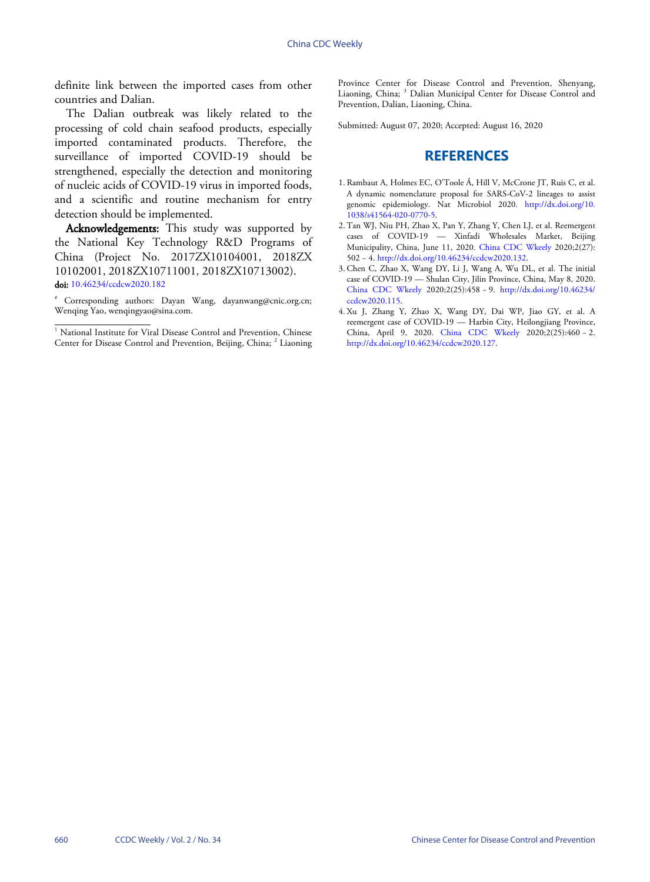definite link between the imported cases from other countries and Dalian.

The Dalian outbreak was likely related to the processing of cold chain seafood products, especially imported contaminated products. Therefore, the surveillance of imported COVID-19 should be strengthened, especially the detection and monitoring of nucleic acids of COVID-19 virus in imported foods, and a scientific and routine mechanism for entry detection should be implemented.

**Acknowledgements:** This study was supported by the National Key Technology R&D Programs of China (Project No. 2017ZX10104001, 2018ZX10102001, 2018ZX10711001, 2018ZX10713002).

**doi:** 10.46234/ccdcw2020.182

[#] Corresponding authors: Dayan Wang, dayanwang@cnic.org.cn; Wenqing Yao, wenqingyao@sina.com.

[1] National Institute for Viral Disease Control and Prevention, Chinese Center for Disease Control and Prevention, Beijing, China; [2] Liaoning Province Center for Disease Control and Prevention, Shenyang, Liaoning, China; [3] Dalian Municipal Center for Disease Control and Prevention, Dalian, Liaoning, China.

Submitted: August 07, 2020; Accepted: August 16, 2020

## REFERENCES

1. Rambaut A, Holmes EC, O'Toole Á, Hill V, McCrone JT, Ruis C, et al. A dynamic nomenclature proposal for SARS-CoV-2 lineages to assist genomic epidemiology. Nat Microbiol 2020. http://dx.doi.org/10.1038/s41564-020-0770-5.
2. Tan WJ, Niu PH, Zhao X, Pan Y, Zhang Y, Chen LJ, et al. Reemergent cases of COVID-19 — Xinfadi Wholesales Market, Beijing Municipality, China, June 11, 2020. China CDC Wkeely 2020;2(27): 502 – 4. http://dx.doi.org/10.46234/ccdcw2020.132.
3. Chen C, Zhao X, Wang DY, Li J, Wang A, Wu DL, et al. The initial case of COVID-19 — Shulan City, Jilin Province, China, May 8, 2020. China CDC Wkeely 2020;2(25):458 – 9. http://dx.doi.org/10.46234/ccdcw2020.115.
4. Xu J, Zhang Y, Zhao X, Wang DY, Dai WP, Jiao GY, et al. A reemergent case of COVID-19 — Harbin City, Heilongjiang Province, China, April 9, 2020. China CDC Wkeely 2020;2(25):460 – 2. http://dx.doi.org/10.46234/ccdcw2020.127.